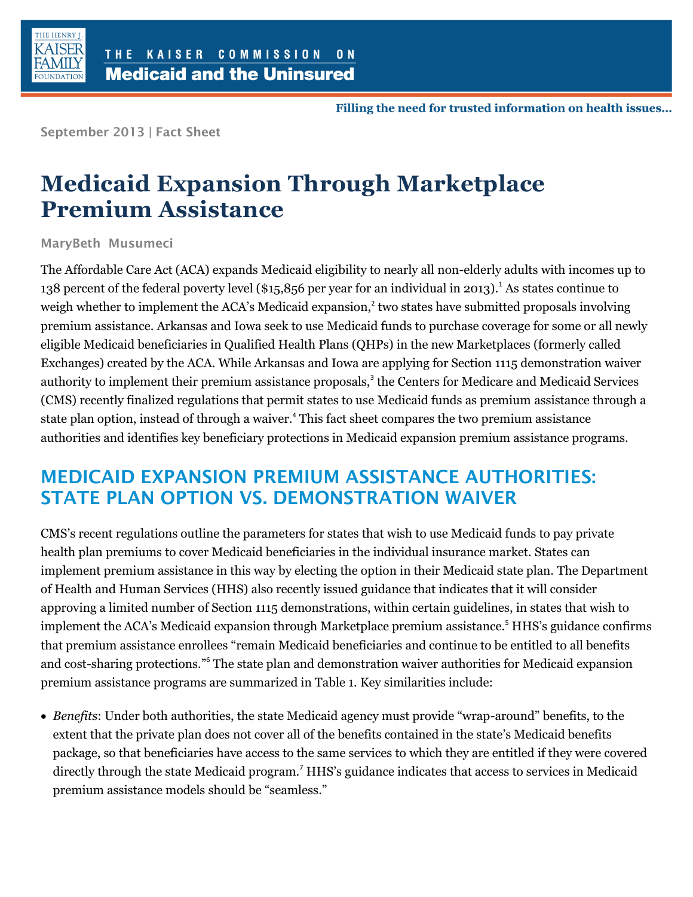THE KAISER COMMISSION ON

**Medicaid and the Uninsured**

Filling the need for trusted information on health issues…

September 2013 | Fact Sheet

# Medicaid Expansion Through Marketplace Premium Assistance

MaryBeth Musumeci

The Affordable Care Act (ACA) expands Medicaid eligibility to nearly all non-elderly adults with incomes up to 138 percent of the federal poverty level ($15,856 per year for an individual in 2013).[1] As states continue to weigh whether to implement the ACA's Medicaid expansion,[2] two states have submitted proposals involving premium assistance. Arkansas and Iowa seek to use Medicaid funds to purchase coverage for some or all newly eligible Medicaid beneficiaries in Qualified Health Plans (QHPs) in the new Marketplaces (formerly called Exchanges) created by the ACA. While Arkansas and Iowa are applying for Section 1115 demonstration waiver authority to implement their premium assistance proposals,[3] the Centers for Medicare and Medicaid Services (CMS) recently finalized regulations that permit states to use Medicaid funds as premium assistance through a state plan option, instead of through a waiver.[4] This fact sheet compares the two premium assistance authorities and identifies key beneficiary protections in Medicaid expansion premium assistance programs.

## MEDICAID EXPANSION PREMIUM ASSISTANCE AUTHORITIES: STATE PLAN OPTION VS. DEMONSTRATION WAIVER

CMS's recent regulations outline the parameters for states that wish to use Medicaid funds to pay private health plan premiums to cover Medicaid beneficiaries in the individual insurance market. States can implement premium assistance in this way by electing the option in their Medicaid state plan. The Department of Health and Human Services (HHS) also recently issued guidance that indicates that it will consider approving a limited number of Section 1115 demonstrations, within certain guidelines, in states that wish to implement the ACA's Medicaid expansion through Marketplace premium assistance.[5] HHS's guidance confirms that premium assistance enrollees "remain Medicaid beneficiaries and continue to be entitled to all benefits and cost-sharing protections."[6] The state plan and demonstration waiver authorities for Medicaid expansion premium assistance programs are summarized in Table 1. Key similarities include:

- *Benefits*: Under both authorities, the state Medicaid agency must provide "wrap-around" benefits, to the extent that the private plan does not cover all of the benefits contained in the state's Medicaid benefits package, so that beneficiaries have access to the same services to which they are entitled if they were covered directly through the state Medicaid program.[7] HHS's guidance indicates that access to services in Medicaid premium assistance models should be "seamless."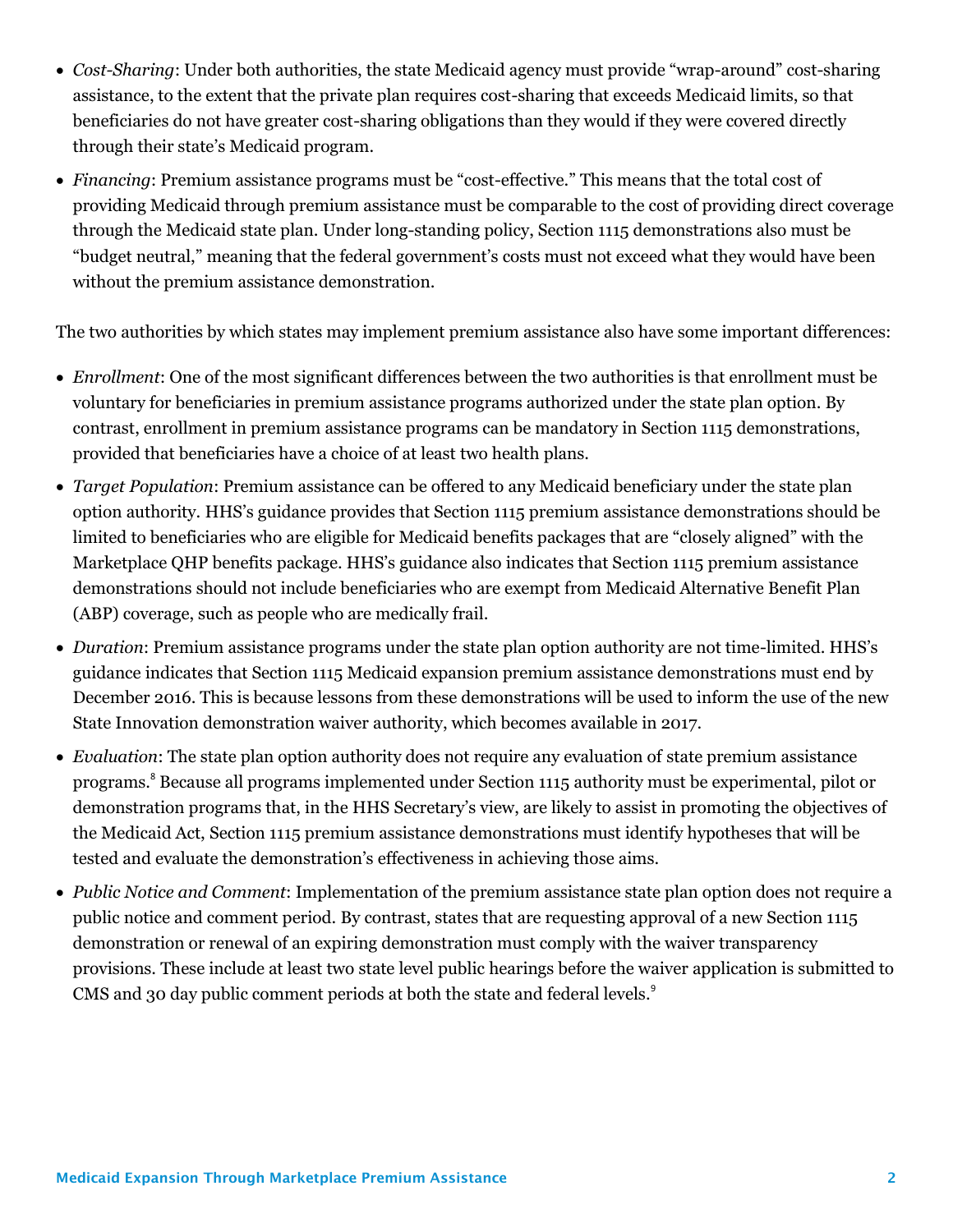- *Cost-Sharing*: Under both authorities, the state Medicaid agency must provide "wrap-around" cost-sharing assistance, to the extent that the private plan requires cost-sharing that exceeds Medicaid limits, so that beneficiaries do not have greater cost-sharing obligations than they would if they were covered directly through their state's Medicaid program.
- *Financing*: Premium assistance programs must be "cost-effective." This means that the total cost of providing Medicaid through premium assistance must be comparable to the cost of providing direct coverage through the Medicaid state plan. Under long-standing policy, Section 1115 demonstrations also must be "budget neutral," meaning that the federal government's costs must not exceed what they would have been without the premium assistance demonstration.

The two authorities by which states may implement premium assistance also have some important differences:

- *Enrollment*: One of the most significant differences between the two authorities is that enrollment must be voluntary for beneficiaries in premium assistance programs authorized under the state plan option. By contrast, enrollment in premium assistance programs can be mandatory in Section 1115 demonstrations, provided that beneficiaries have a choice of at least two health plans.
- *Target Population*: Premium assistance can be offered to any Medicaid beneficiary under the state plan option authority. HHS's guidance provides that Section 1115 premium assistance demonstrations should be limited to beneficiaries who are eligible for Medicaid benefits packages that are "closely aligned" with the Marketplace QHP benefits package. HHS's guidance also indicates that Section 1115 premium assistance demonstrations should not include beneficiaries who are exempt from Medicaid Alternative Benefit Plan (ABP) coverage, such as people who are medically frail.
- *Duration*: Premium assistance programs under the state plan option authority are not time-limited. HHS's guidance indicates that Section 1115 Medicaid expansion premium assistance demonstrations must end by December 2016. This is because lessons from these demonstrations will be used to inform the use of the new State Innovation demonstration waiver authority, which becomes available in 2017.
- *Evaluation*: The state plan option authority does not require any evaluation of state premium assistance programs.[8] Because all programs implemented under Section 1115 authority must be experimental, pilot or demonstration programs that, in the HHS Secretary's view, are likely to assist in promoting the objectives of the Medicaid Act, Section 1115 premium assistance demonstrations must identify hypotheses that will be tested and evaluate the demonstration's effectiveness in achieving those aims.
- *Public Notice and Comment*: Implementation of the premium assistance state plan option does not require a public notice and comment period. By contrast, states that are requesting approval of a new Section 1115 demonstration or renewal of an expiring demonstration must comply with the waiver transparency provisions. These include at least two state level public hearings before the waiver application is submitted to CMS and 30 day public comment periods at both the state and federal levels.[9]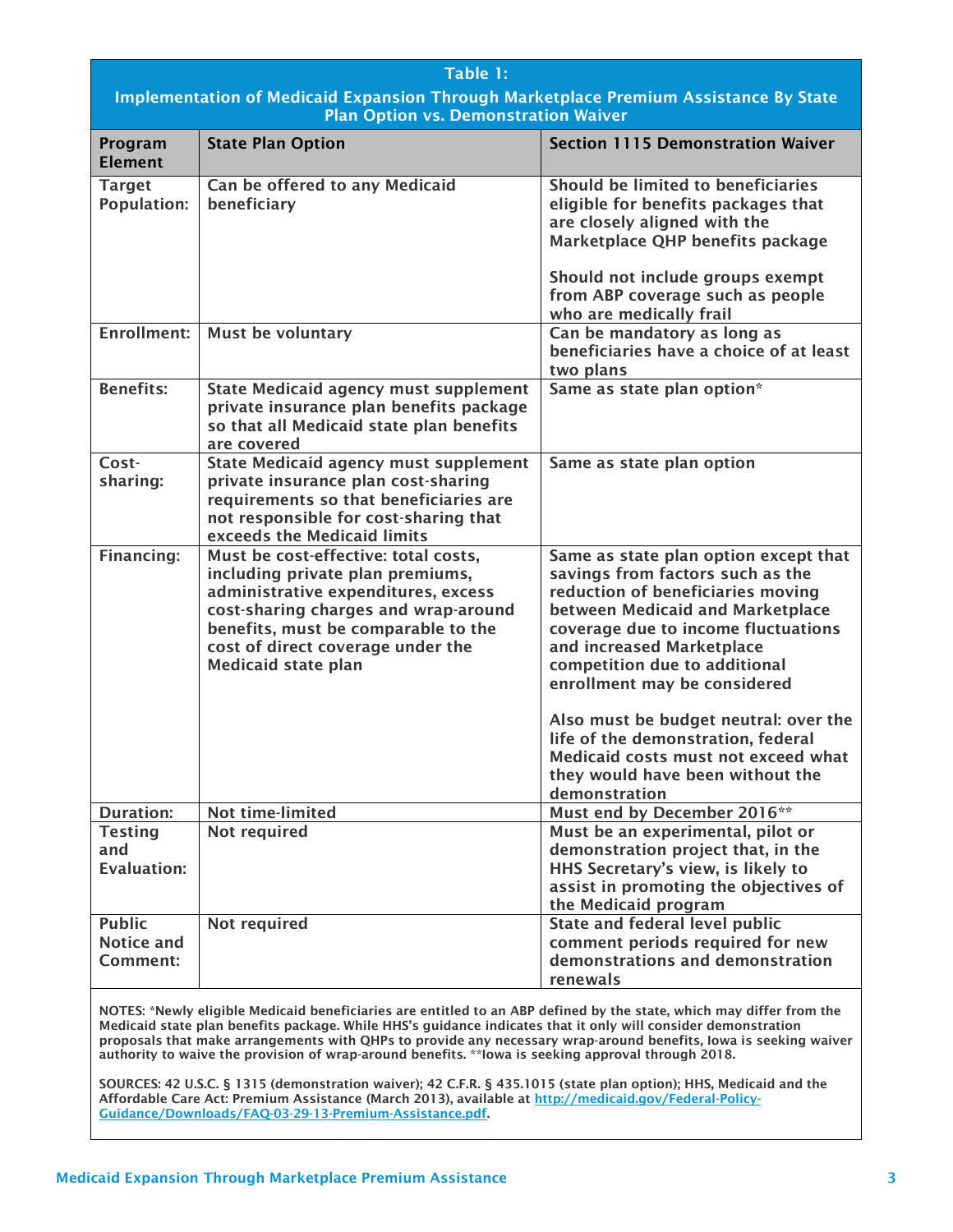**Table 1:**
**Implementation of Medicaid Expansion Through Marketplace Premium Assistance By State Plan Option vs. Demonstration Waiver**

| Program Element | State Plan Option | Section 1115 Demonstration Waiver |
|---|---|---|
| Target Population: | Can be offered to any Medicaid beneficiary | Should be limited to beneficiaries eligible for benefits packages that are closely aligned with the Marketplace QHP benefits package<br><br>Should not include groups exempt from ABP coverage such as people who are medically frail |
| Enrollment: | Must be voluntary | Can be mandatory as long as beneficiaries have a choice of at least two plans |
| Benefits: | State Medicaid agency must supplement private insurance plan benefits package so that all Medicaid state plan benefits are covered | Same as state plan option* |
| Cost-sharing: | State Medicaid agency must supplement private insurance plan cost-sharing requirements so that beneficiaries are not responsible for cost-sharing that exceeds the Medicaid limits | Same as state plan option |
| Financing: | Must be cost-effective: total costs, including private plan premiums, administrative expenditures, excess cost-sharing charges and wrap-around benefits, must be comparable to the cost of direct coverage under the Medicaid state plan | Same as state plan option except that savings from factors such as the reduction of beneficiaries moving between Medicaid and Marketplace coverage due to income fluctuations and increased Marketplace competition due to additional enrollment may be considered<br><br>Also must be budget neutral: over the life of the demonstration, federal Medicaid costs must not exceed what they would have been without the demonstration |
| Duration: | Not time-limited | Must end by December 2016** |
| Testing and Evaluation: | Not required | Must be an experimental, pilot or demonstration project that, in the HHS Secretary's view, is likely to assist in promoting the objectives of the Medicaid program |
| Public Notice and Comment: | Not required | State and federal level public comment periods required for new demonstrations and demonstration renewals |

NOTES: *Newly eligible Medicaid beneficiaries are entitled to an ABP defined by the state, which may differ from the Medicaid state plan benefits package. While HHS's guidance indicates that it only will consider demonstration proposals that make arrangements with QHPs to provide any necessary wrap-around benefits, Iowa is seeking waiver authority to waive the provision of wrap-around benefits. **Iowa is seeking approval through 2018.

SOURCES: 42 U.S.C. § 1315 (demonstration waiver); 42 C.F.R. § 435.1015 (state plan option); HHS, Medicaid and the Affordable Care Act: Premium Assistance (March 2013), available at [http://medicaid.gov/Federal-Policy-Guidance/Downloads/FAQ-03-29-13-Premium-Assistance.pdf](http://medicaid.gov/Federal-Policy-Guidance/Downloads/FAQ-03-29-13-Premium-Assistance.pdf).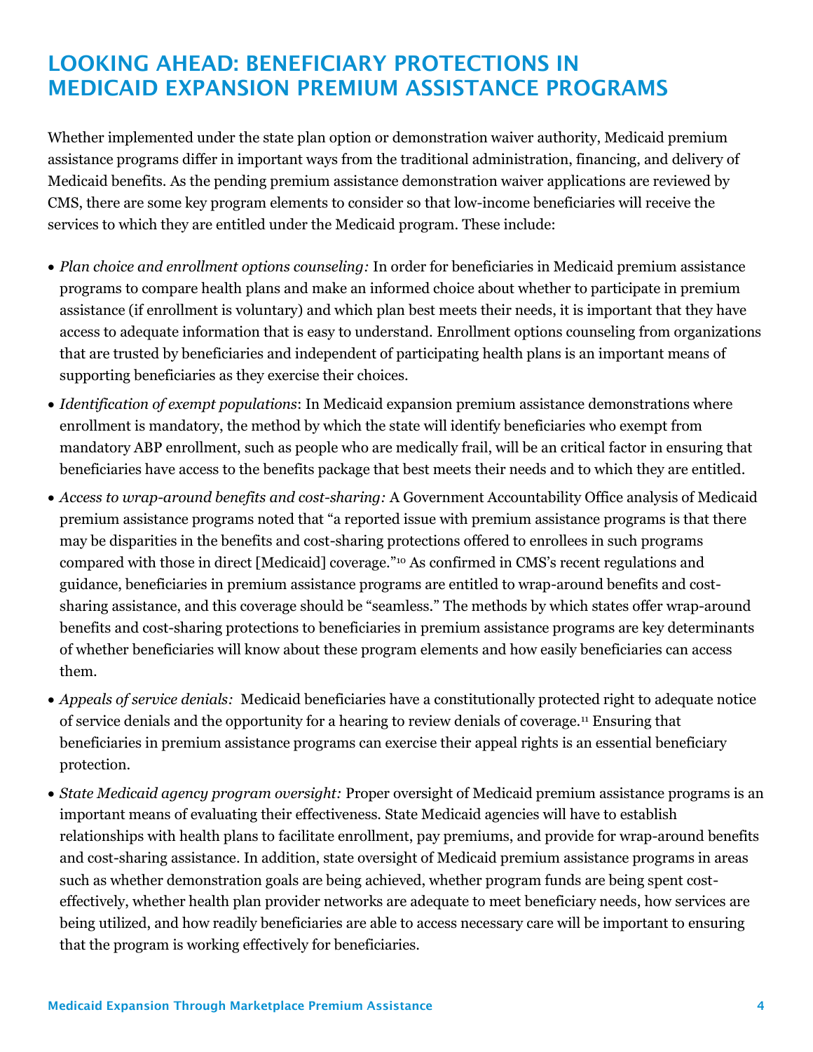## LOOKING AHEAD: BENEFICIARY PROTECTIONS IN MEDICAID EXPANSION PREMIUM ASSISTANCE PROGRAMS

Whether implemented under the state plan option or demonstration waiver authority, Medicaid premium assistance programs differ in important ways from the traditional administration, financing, and delivery of Medicaid benefits. As the pending premium assistance demonstration waiver applications are reviewed by CMS, there are some key program elements to consider so that low-income beneficiaries will receive the services to which they are entitled under the Medicaid program. These include:

- *Plan choice and enrollment options counseling:* In order for beneficiaries in Medicaid premium assistance programs to compare health plans and make an informed choice about whether to participate in premium assistance (if enrollment is voluntary) and which plan best meets their needs, it is important that they have access to adequate information that is easy to understand. Enrollment options counseling from organizations that are trusted by beneficiaries and independent of participating health plans is an important means of supporting beneficiaries as they exercise their choices.
- *Identification of exempt populations*: In Medicaid expansion premium assistance demonstrations where enrollment is mandatory, the method by which the state will identify beneficiaries who exempt from mandatory ABP enrollment, such as people who are medically frail, will be an critical factor in ensuring that beneficiaries have access to the benefits package that best meets their needs and to which they are entitled.
- *Access to wrap-around benefits and cost-sharing:* A Government Accountability Office analysis of Medicaid premium assistance programs noted that "a reported issue with premium assistance programs is that there may be disparities in the benefits and cost-sharing protections offered to enrollees in such programs compared with those in direct [Medicaid] coverage."[10] As confirmed in CMS's recent regulations and guidance, beneficiaries in premium assistance programs are entitled to wrap-around benefits and cost-sharing assistance, and this coverage should be "seamless." The methods by which states offer wrap-around benefits and cost-sharing protections to beneficiaries in premium assistance programs are key determinants of whether beneficiaries will know about these program elements and how easily beneficiaries can access them.
- *Appeals of service denials:* Medicaid beneficiaries have a constitutionally protected right to adequate notice of service denials and the opportunity for a hearing to review denials of coverage.[11] Ensuring that beneficiaries in premium assistance programs can exercise their appeal rights is an essential beneficiary protection.
- *State Medicaid agency program oversight:* Proper oversight of Medicaid premium assistance programs is an important means of evaluating their effectiveness. State Medicaid agencies will have to establish relationships with health plans to facilitate enrollment, pay premiums, and provide for wrap-around benefits and cost-sharing assistance. In addition, state oversight of Medicaid premium assistance programs in areas such as whether demonstration goals are being achieved, whether program funds are being spent cost-effectively, whether health plan provider networks are adequate to meet beneficiary needs, how services are being utilized, and how readily beneficiaries are able to access necessary care will be important to ensuring that the program is working effectively for beneficiaries.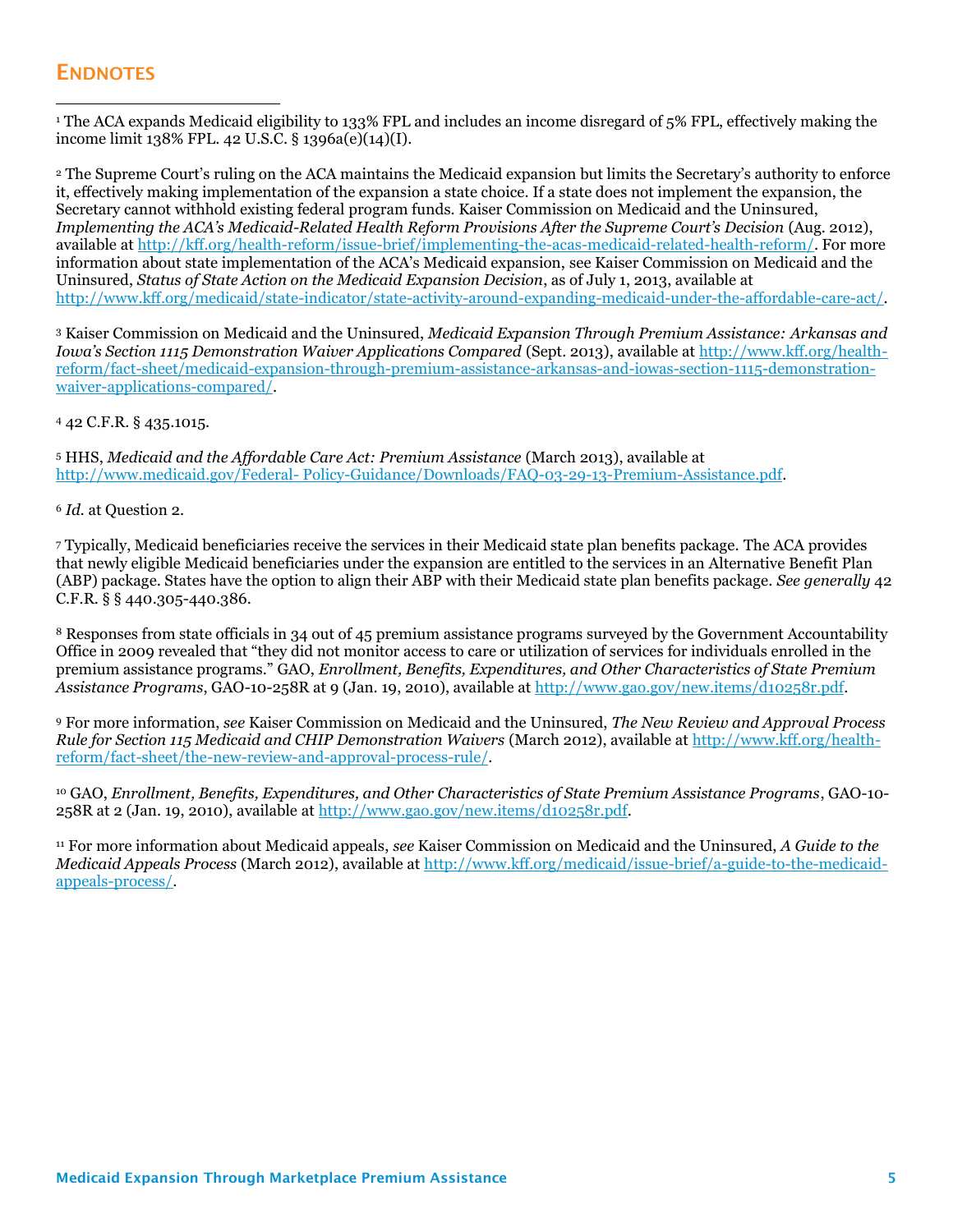## Endnotes

[1] The ACA expands Medicaid eligibility to 133% FPL and includes an income disregard of 5% FPL, effectively making the income limit 138% FPL. 42 U.S.C. § 1396a(e)(14)(I).

[2] The Supreme Court's ruling on the ACA maintains the Medicaid expansion but limits the Secretary's authority to enforce it, effectively making implementation of the expansion a state choice. If a state does not implement the expansion, the Secretary cannot withhold existing federal program funds. Kaiser Commission on Medicaid and the Uninsured, *Implementing the ACA's Medicaid-Related Health Reform Provisions After the Supreme Court's Decision* (Aug. 2012), available at http://kff.org/health-reform/issue-brief/implementing-the-acas-medicaid-related-health-reform/. For more information about state implementation of the ACA's Medicaid expansion, see Kaiser Commission on Medicaid and the Uninsured, *Status of State Action on the Medicaid Expansion Decision*, as of July 1, 2013, available at http://www.kff.org/medicaid/state-indicator/state-activity-around-expanding-medicaid-under-the-affordable-care-act/.

[3] Kaiser Commission on Medicaid and the Uninsured, *Medicaid Expansion Through Premium Assistance: Arkansas and Iowa's Section 1115 Demonstration Waiver Applications Compared* (Sept. 2013), available at http://www.kff.org/health-reform/fact-sheet/medicaid-expansion-through-premium-assistance-arkansas-and-iowas-section-1115-demonstration-waiver-applications-compared/.

[4] 42 C.F.R. § 435.1015.

[5] HHS, *Medicaid and the Affordable Care Act: Premium Assistance* (March 2013), available at http://www.medicaid.gov/Federal- Policy-Guidance/Downloads/FAQ-03-29-13-Premium-Assistance.pdf.

[6] *Id.* at Question 2.

[7] Typically, Medicaid beneficiaries receive the services in their Medicaid state plan benefits package. The ACA provides that newly eligible Medicaid beneficiaries under the expansion are entitled to the services in an Alternative Benefit Plan (ABP) package. States have the option to align their ABP with their Medicaid state plan benefits package. *See generally* 42 C.F.R. § § 440.305-440.386.

[8] Responses from state officials in 34 out of 45 premium assistance programs surveyed by the Government Accountability Office in 2009 revealed that "they did not monitor access to care or utilization of services for individuals enrolled in the premium assistance programs." GAO, *Enrollment, Benefits, Expenditures, and Other Characteristics of State Premium Assistance Programs*, GAO-10-258R at 9 (Jan. 19, 2010), available at http://www.gao.gov/new.items/d10258r.pdf.

[9] For more information, *see* Kaiser Commission on Medicaid and the Uninsured, *The New Review and Approval Process Rule for Section 115 Medicaid and CHIP Demonstration Waivers* (March 2012), available at http://www.kff.org/health-reform/fact-sheet/the-new-review-and-approval-process-rule/.

[10] GAO, *Enrollment, Benefits, Expenditures, and Other Characteristics of State Premium Assistance Programs*, GAO-10-258R at 2 (Jan. 19, 2010), available at http://www.gao.gov/new.items/d10258r.pdf.

[11] For more information about Medicaid appeals, *see* Kaiser Commission on Medicaid and the Uninsured, *A Guide to the Medicaid Appeals Process* (March 2012), available at http://www.kff.org/medicaid/issue-brief/a-guide-to-the-medicaid-appeals-process/.